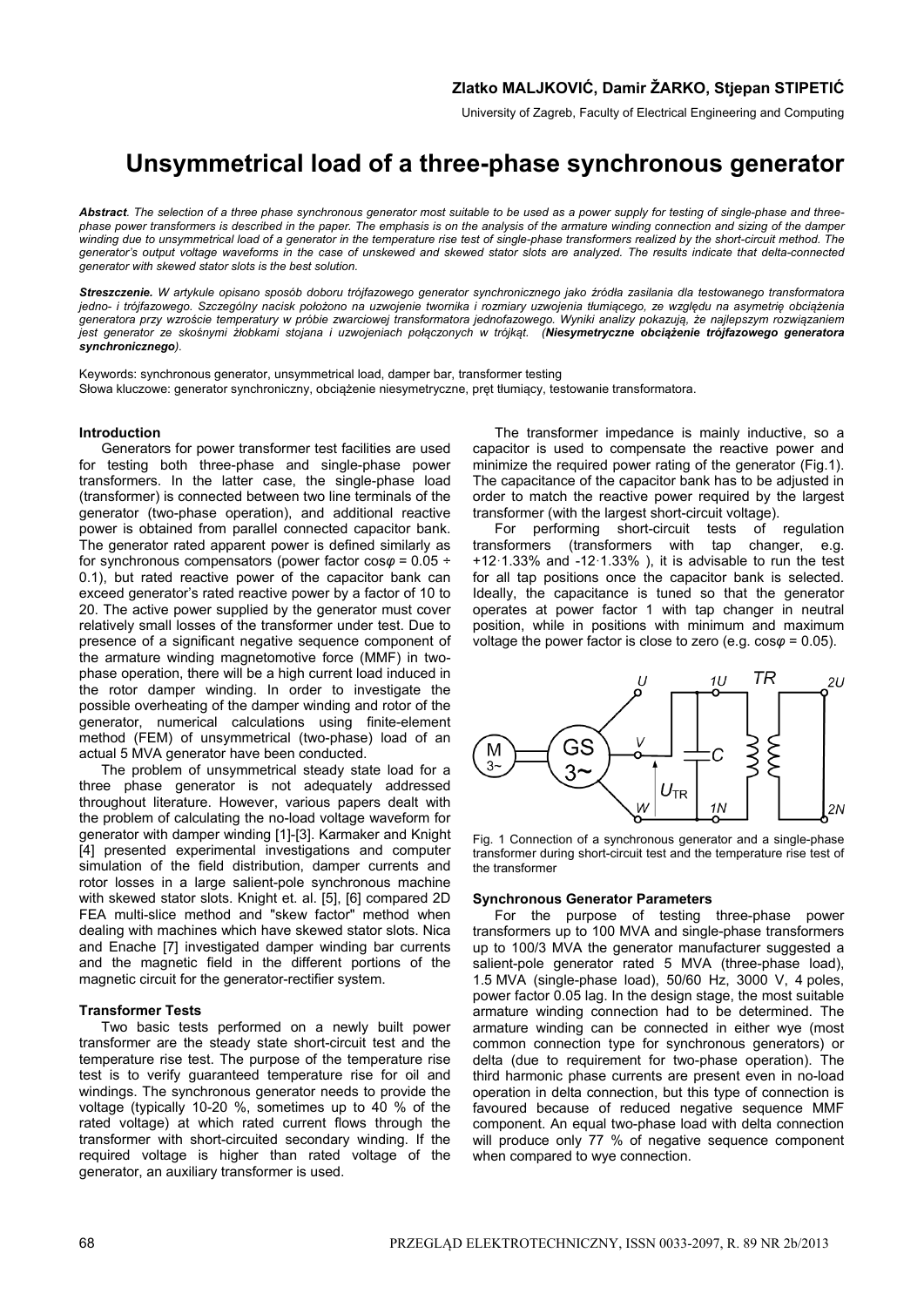**Zlatko MALJKOVIĆ, Damir ŽARKO, Stjepan STIPETIĆ**

University of Zagreb, Faculty of Electrical Engineering and Computing

# Unsymmetrical load of a three-phase synchronous generator

***Abstract**. The selection of a three phase synchronous generator most suitable to be used as a power supply for testing of single-phase and three-phase power transformers is described in the paper. The emphasis is on the analysis of the armature winding connection and sizing of the damper winding due to unsymmetrical load of a generator in the temperature rise test of single-phase transformers realized by the short-circuit method. The generator's output voltage waveforms in the case of unskewed and skewed stator slots are analyzed. The results indicate that delta-connected generator with skewed stator slots is the best solution.*

***Streszczenie.** W artykule opisano sposób doboru trójfazowego generator synchronicznego jako źródła zasilania dla testowanego transformatora jedno- i trójfazowego. Szczególny nacisk położono na uzwojenie twornika i rozmiary uzwojenia tłumiącego, ze względu na asymetrię obciążenia generatora przy wzroście temperatury w próbie zwarciowej transformatora jednofazowego. Wyniki analizy pokazują, że najlepszym rozwiązaniem jest generator ze skośnymi żłobkami stojana i uzwojeniach połączonych w trójkąt. (**Niesymetryczne obciążenie trójfazowego generatora synchronicznego**).*

Keywords: synchronous generator, unsymmetrical load, damper bar, transformer testing
Słowa kluczowe: generator synchroniczny, obciążenie niesymetryczne, pręt tłumiący, testowanie transformatora.

## Introduction

Generators for power transformer test facilities are used for testing both three-phase and single-phase power transformers. In the latter case, the single-phase load (transformer) is connected between two line terminals of the generator (two-phase operation), and additional reactive power is obtained from parallel connected capacitor bank. The generator rated apparent power is defined similarly as for synchronous compensators (power factor cos$\varphi$ = 0.05 ÷ 0.1), but rated reactive power of the capacitor bank can exceed generator's rated reactive power by a factor of 10 to 20. The active power supplied by the generator must cover relatively small losses of the transformer under test. Due to presence of a significant negative sequence component of the armature winding magnetomotive force (MMF) in two-phase operation, there will be a high current load induced in the rotor damper winding. In order to investigate the possible overheating of the damper winding and rotor of the generator, numerical calculations using finite-element method (FEM) of unsymmetrical (two-phase) load of an actual 5 MVA generator have been conducted.

The problem of unsymmetrical steady state load for a three phase generator is not adequately addressed throughout literature. However, various papers dealt with the problem of calculating the no-load voltage waveform for generator with damper winding [1]-[3]. Karmaker and Knight [4] presented experimental investigations and computer simulation of the field distribution, damper currents and rotor losses in a large salient-pole synchronous machine with skewed stator slots. Knight et. al. [5], [6] compared 2D FEA multi-slice method and "skew factor" method when dealing with machines which have skewed stator slots. Nica and Enache [7] investigated damper winding bar currents and the magnetic field in the different portions of the magnetic circuit for the generator-rectifier system.

## Transformer Tests

Two basic tests performed on a newly built power transformer are the steady state short-circuit test and the temperature rise test. The purpose of the temperature rise test is to verify guaranteed temperature rise for oil and windings. The synchronous generator needs to provide the voltage (typically 10-20 %, sometimes up to 40 % of the rated voltage) at which rated current flows through the transformer with short-circuited secondary winding. If the required voltage is higher than rated voltage of the generator, an auxiliary transformer is used.

The transformer impedance is mainly inductive, so a capacitor is used to compensate the reactive power and minimize the required power rating of the generator (Fig.1). The capacitance of the capacitor bank has to be adjusted in order to match the reactive power required by the largest transformer (with the largest short-circuit voltage).

For performing short-circuit tests of regulation transformers (transformers with tap changer, e.g. +12·1.33% and -12·1.33% ), it is advisable to run the test for all tap positions once the capacitor bank is selected. Ideally, the capacitance is tuned so that the generator operates at power factor 1 with tap changer in neutral position, while in positions with minimum and maximum voltage the power factor is close to zero (e.g. cos$\varphi$ = 0.05).

Fig. 1 Connection of a synchronous generator and a single-phase transformer during short-circuit test and the temperature rise test of the transformer

## Synchronous Generator Parameters

For the purpose of testing three-phase power transformers up to 100 MVA and single-phase transformers up to 100/3 MVA the generator manufacturer suggested a salient-pole generator rated 5 MVA (three-phase load), 1.5 MVA (single-phase load), 50/60 Hz, 3000 V, 4 poles, power factor 0.05 lag. In the design stage, the most suitable armature winding connection had to be determined. The armature winding can be connected in either wye (most common connection type for synchronous generators) or delta (due to requirement for two-phase operation). The third harmonic phase currents are present even in no-load operation in delta connection, but this type of connection is favoured because of reduced negative sequence MMF component. An equal two-phase load with delta connection will produce only 77 % of negative sequence component when compared to wye connection.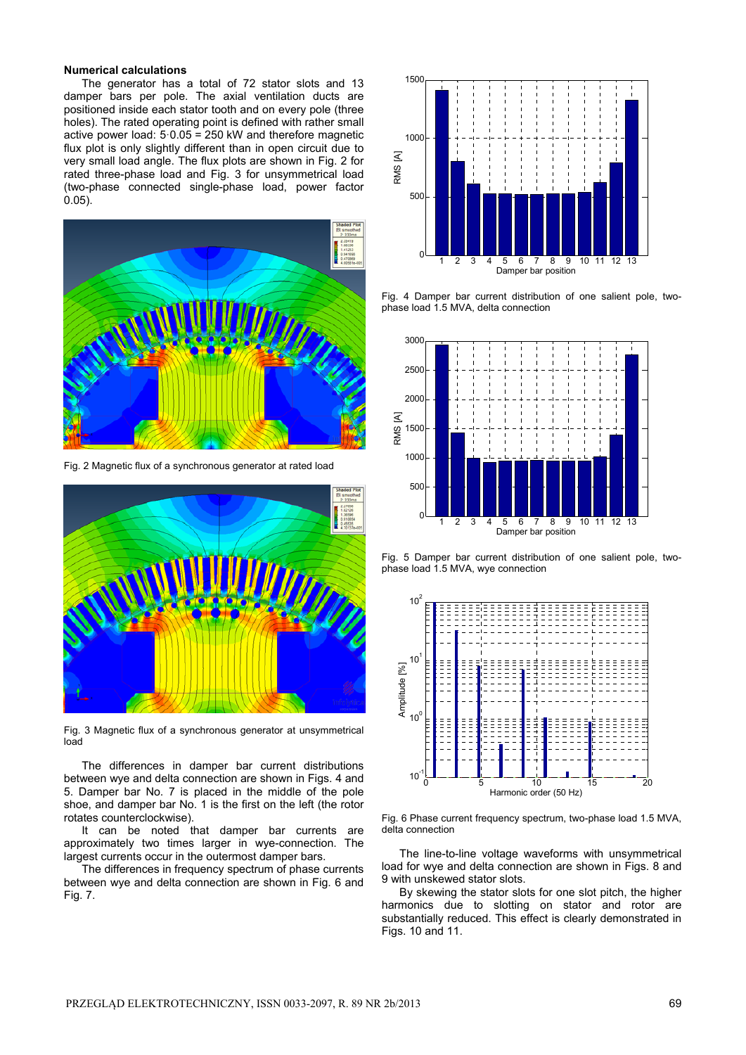**Numerical calculations**

The generator has a total of 72 stator slots and 13 damper bars per pole. The axial ventilation ducts are positioned inside each stator tooth and on every pole (three holes). The rated operating point is defined with rather small active power load: 5·0.05 = 250 kW and therefore magnetic flux plot is only slightly different than in open circuit due to very small load angle. The flux plots are shown in Fig. 2 for rated three-phase load and Fig. 3 for unsymmetrical load (two-phase connected single-phase load, power factor 0.05).

Fig. 2 Magnetic flux of a synchronous generator at rated load

Fig. 3 Magnetic flux of a synchronous generator at unsymmetrical load

The differences in damper bar current distributions between wye and delta connection are shown in Figs. 4 and 5. Damper bar No. 7 is placed in the middle of the pole shoe, and damper bar No. 1 is the first on the left (the rotor rotates counterclockwise).

It can be noted that damper bar currents are approximately two times larger in wye-connection. The largest currents occur in the outermost damper bars.

The differences in frequency spectrum of phase currents between wye and delta connection are shown in Fig. 6 and Fig. 7.

Fig. 4 Damper bar current distribution of one salient pole, two-phase load 1.5 MVA, delta connection

Fig. 5 Damper bar current distribution of one salient pole, two-phase load 1.5 MVA, wye connection

Fig. 6 Phase current frequency spectrum, two-phase load 1.5 MVA, delta connection

The line-to-line voltage waveforms with unsymmetrical load for wye and delta connection are shown in Figs. 8 and 9 with unskewed stator slots.

By skewing the stator slots for one slot pitch, the higher harmonics due to slotting on stator and rotor are substantially reduced. This effect is clearly demonstrated in Figs. 10 and 11.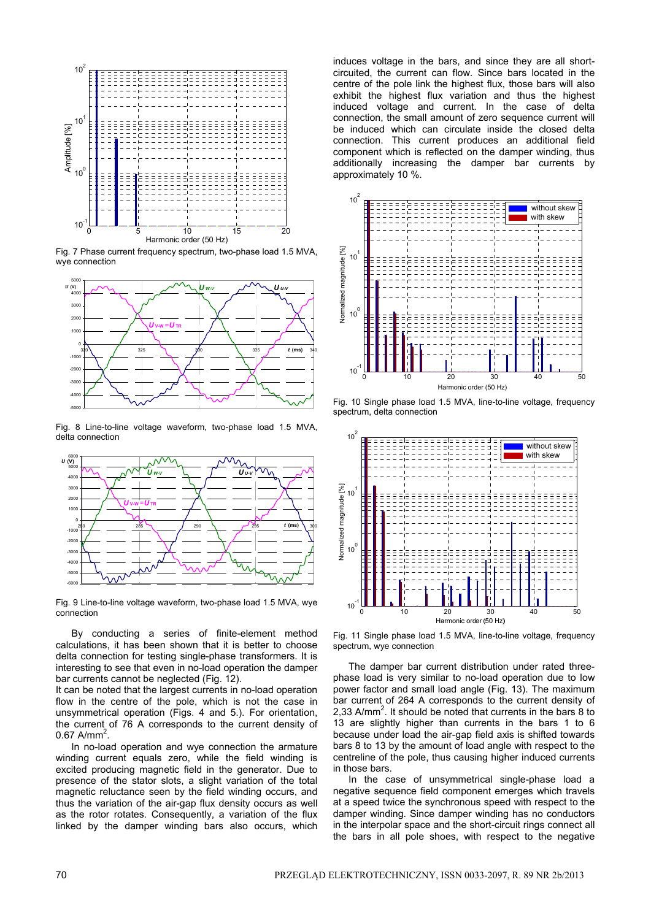Fig. 7 Phase current frequency spectrum, two-phase load 1.5 MVA, wye connection

Fig. 8 Line-to-line voltage waveform, two-phase load 1.5 MVA, delta connection

Fig. 9 Line-to-line voltage waveform, two-phase load 1.5 MVA, wye connection

By conducting a series of finite-element method calculations, it has been shown that it is better to choose delta connection for testing single-phase transformers. It is interesting to see that even in no-load operation the damper bar currents cannot be neglected (Fig. 12).

It can be noted that the largest currents in no-load operation flow in the centre of the pole, which is not the case in unsymmetrical operation (Figs. 4 and 5.). For orientation, the current of 76 A corresponds to the current density of 0.67 A/mm$^2$.

In no-load operation and wye connection the armature winding current equals zero, while the field winding is excited producing magnetic field in the generator. Due to presence of the stator slots, a slight variation of the total magnetic reluctance seen by the field winding occurs, and thus the variation of the air-gap flux density occurs as well as the rotor rotates. Consequently, a variation of the flux linked by the damper winding bars also occurs, which induces voltage in the bars, and since they are all short-circuited, the current can flow. Since bars located in the centre of the pole link the highest flux, those bars will also exhibit the highest flux variation and thus the highest induced voltage and current. In the case of delta connection, the small amount of zero sequence current will be induced which can circulate inside the closed delta connection. This current produces an additional field component which is reflected on the damper winding, thus additionally increasing the damper bar currents by approximately 10 %.

Fig. 10 Single phase load 1.5 MVA, line-to-line voltage, frequency spectrum, delta connection

Fig. 11 Single phase load 1.5 MVA, line-to-line voltage, frequency spectrum, wye connection

The damper bar current distribution under rated three-phase load is very similar to no-load operation due to low power factor and small load angle (Fig. 13). The maximum bar current of 264 A corresponds to the current density of 2,33 A/mm$^2$. It should be noted that currents in the bars 8 to 13 are slightly higher than currents in the bars 1 to 6 because under load the air-gap field axis is shifted towards bars 8 to 13 by the amount of load angle with respect to the centreline of the pole, thus causing higher induced currents in those bars.

In the case of unsymmetrical single-phase load a negative sequence field component emerges which travels at a speed twice the synchronous speed with respect to the damper winding. Since damper winding has no conductors in the interpolar space and the short-circuit rings connect all the bars in all pole shoes, with respect to the negative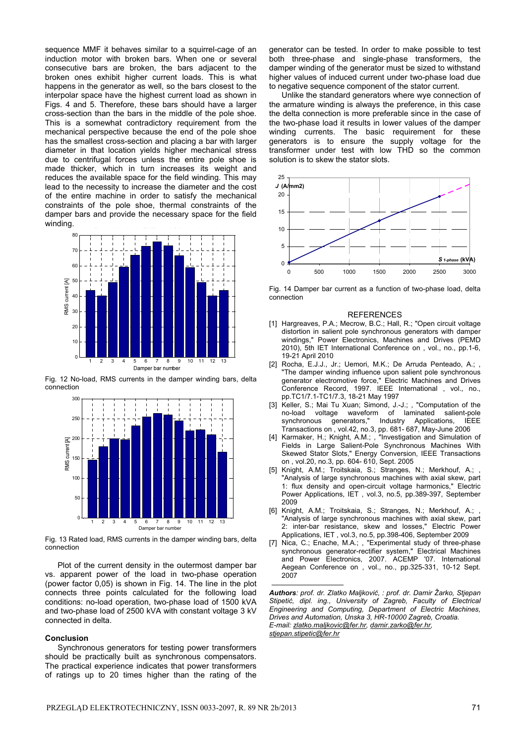sequence MMF it behaves similar to a squirrel-cage of an induction motor with broken bars. When one or several consecutive bars are broken, the bars adjacent to the broken ones exhibit higher current loads. This is what happens in the generator as well, so the bars closest to the interpolar space have the highest current load as shown in Figs. 4 and 5. Therefore, these bars should have a larger cross-section than the bars in the middle of the pole shoe. This is a somewhat contradictory requirement from the mechanical perspective because the end of the pole shoe has the smallest cross-section and placing a bar with larger diameter in that location yields higher mechanical stress due to centrifugal forces unless the entire pole shoe is made thicker, which in turn increases its weight and reduces the available space for the field winding. This may lead to the necessity to increase the diameter and the cost of the entire machine in order to satisfy the mechanical constraints of the pole shoe, thermal constraints of the damper bars and provide the necessary space for the field winding.

RMS current [A]
80
70
60
50
40
30
20
10
0
1 2 3 4 5 6 7 8 9 10 11 12 13
Damper bar number

Fig. 12 No-load, RMS currents in the damper winding bars, delta connection

RMS current [A]
300
250
200
150
100
50
0
1 2 3 4 5 6 7 8 9 10 11 12 13
Damper bar number

Fig. 13 Rated load, RMS currents in the damper winding bars, delta connection

Plot of the current density in the outermost damper bar vs. apparent power of the load in two-phase operation (power factor 0,05) is shown in Fig. 14. The line in the plot connects three points calculated for the following load conditions: no-load operation, two-phase load of 1500 kVA and two-phase load of 2500 kVA with constant voltage 3 kV connected in delta.

### Conclusion

Synchronous generators for testing power transformers should be practically built as synchronous compensators. The practical experience indicates that power transformers of ratings up to 20 times higher than the rating of the generator can be tested. In order to make possible to test both three-phase and single-phase transformers, the damper winding of the generator must be sized to withstand higher values of induced current under two-phase load due to negative sequence component of the stator current.

Unlike the standard generators where wye connection of the armature winding is always the preference, in this case the delta connection is more preferable since in the case of the two-phase load it results in lower values of the damper winding currents. The basic requirement for these generators is to ensure the supply voltage for the transformer under test with low THD so the common solution is to skew the stator slots.

25
J (A/mm2)
20
15
10
5
0
0 500 1000 1500 2000 2500 3000
$S_{1\text{-}phase}$ (kVA)

Fig. 14 Damper bar current as a function of two-phase load, delta connection

## REFERENCES

[1] Hargreaves, P.A.; Mecrow, B.C.; Hall, R.; "Open circuit voltage distortion in salient pole synchronous generators with damper windings," Power Electronics, Machines and Drives (PEMD 2010), 5th IET International Conference on , vol., no., pp.1-6, 19-21 April 2010

[2] Rocha, E.J.J., Jr.; Uemori, M.K.; De Arruda Penteado, A.; , "The damper winding influence upon salient pole synchronous generator electromotive force," Electric Machines and Drives Conference Record, 1997. IEEE International , vol., no., pp.TC1/7.1-TC1/7.3, 18-21 May 1997

[3] Keller, S.; Mai Tu Xuan; Simond, J.-J.; , "Computation of the no-load voltage waveform of laminated salient-pole synchronous generators," Industry Applications, IEEE Transactions on , vol.42, no.3, pp. 681- 687, May-June 2006

[4] Karmaker, H.; Knight, A.M.; , "Investigation and Simulation of Fields in Large Salient-Pole Synchronous Machines With Skewed Stator Slots," Energy Conversion, IEEE Transactions on , vol.20, no.3, pp. 604- 610, Sept. 2005

[5] Knight, A.M.; Troitskaia, S.; Stranges, N.; Merkhouf, A.; , "Analysis of large synchronous machines with axial skew, part 1: flux density and open-circuit voltage harmonics," Electric Power Applications, IET , vol.3, no.5, pp.389-397, September 2009

[6] Knight, A.M.; Troitskaia, S.; Stranges, N.; Merkhouf, A.; , "Analysis of large synchronous machines with axial skew, part 2: inter-bar resistance, skew and losses," Electric Power Applications, IET , vol.3, no.5, pp.398-406, September 2009

[7] Nica, C.; Enache, M.A.; , "Experimental study of three-phase synchronous generator-rectifier system," Electrical Machines and Power Electronics, 2007. ACEMP '07. International Aegean Conference on , vol., no., pp.325-331, 10-12 Sept. 2007

---

***Authors**: prof. dr. Zlatko Maljković, : prof. dr. Damir Žarko, Stjepan Stipetić, dipl. ing., University of Zagreb, Faculty of Electrical Engineering and Computing, Department of Electric Machines, Drives and Automation, Unska 3, HR-10000 Zagreb, Croatia. E-mail: zlatko.maljkovic@fer.hr, damir.zarko@fer.hr, stjepan.stipetic@fer.hr*